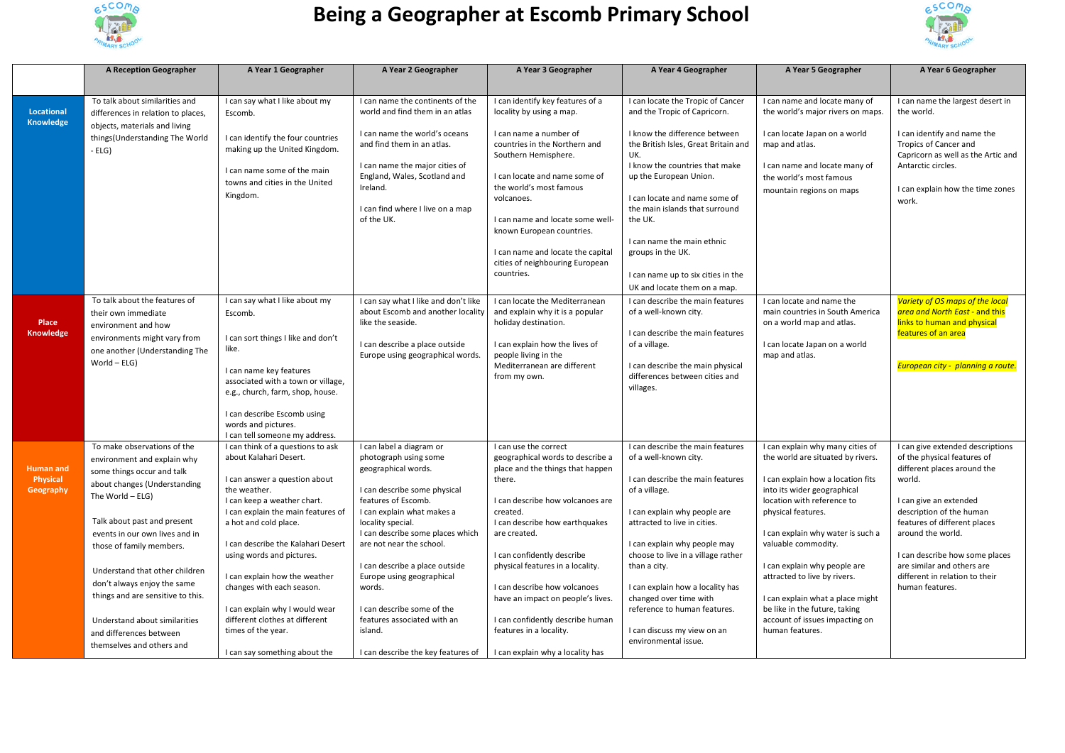# Being a Geographer at Escomb Primary School

| | A Reception Geographer | A Year 1 Geographer | A Year 2 Geographer | A Year 3 Geographer | A Year 4 Geographer | A Year 5 Geographer | A Year 6 Geographer |
|---|---|---|---|---|---|---|---|
| **Locational Knowledge** | To talk about similarities and differences in relation to places, objects, materials and living things(Understanding The World - ELG) | I can say what I like about my Escomb.<br><br>I can identify the four countries making up the United Kingdom.<br><br>I can name some of the main towns and cities in the United Kingdom. | I can name the continents of the world and find them in an atlas<br><br>I can name the world's oceans and find them in atlas.<br><br>I can name the major cities of England, Wales, Scotland and Ireland.<br><br>I can find where I live on a map of the UK. | I can identify key features of a locality by using a map.<br><br>I can name a number of countries in the Northern and Southern Hemisphere.<br><br>I can locate and name some of the world's most famous volcanoes.<br><br>I can name and locate some well-known European countries.<br><br>I can name and locate the capital cities of neighbouring European countries. | I can locate the Tropic of Cancer and the Tropic of Capricorn.<br><br>I know the difference between the British Isles, Great Britain and UK.<br>I know the countries that make up the European Union.<br><br>I can locate and name some of the main islands that surround the UK.<br><br>I can name the main ethnic groups in the UK.<br><br>I can name up to six cities in the UK and locate them on a map. | I can name and locate many of the world's major rivers on maps.<br><br>I can locate Japan on a world map and atlas.<br><br>I can name and locate many of the world's most famous mountain regions on maps | I can name the largest desert in the world.<br><br>I can identify and name the Tropics of Cancer and Capricorn as well as the Artic and Antarctic circles.<br><br>I can explain how the time zones work. |
| **Place Knowledge** | To talk about the features of their own immediate environment and how environments might vary from one another (Understanding The World – ELG) | I can say what I like about my Escomb.<br><br>I can sort things I like and don't like.<br><br>I can name key features associated with a town or village, e.g., church, farm, shop, house.<br><br>I can describe Escomb using words and pictures.<br>I can tell someone my address. | I can say what I like and don't like about Escomb and another locality like the seaside.<br><br>I can describe a place outside Europe using geographical words. | I can locate the Mediterranean and explain why it is a popular holiday destination.<br><br>I can explain how the lives of people living in the Mediterranean are different from my own. | I can describe the main features of a well-known city.<br><br>I can describe the main features of a village.<br><br>I can describe the main physical differences between cities and villages. | I can locate and name the main countries in South America on a world map and atlas.<br><br>I can locate Japan on a world map and atlas. | *Variety of OS maps of the local area and North East* - and this links to human and physical features of an area<br><br>*European city - planning a route.* |
| **Human and Physical Geography** | To make observations of the environment and explain why some things occur and talk about changes (Understanding The World – ELG)<br><br>Talk about past and present events in our own lives and in those of family members.<br><br>Understand that other children don't always enjoy the same things and are sensitive to this.<br><br>Understand about similarities and differences between themselves and others and | I can think of a questions to ask about Kalahari Desert.<br><br>I can answer a question about the weather.<br>I can keep a weather chart.<br>I can explain the main features of a hot and cold place.<br><br>I can describe the Kalahari Desert using words and pictures.<br><br>I can explain how the weather changes with each season.<br><br>I can explain why I would wear different clothes at different times of the year.<br><br>I can say something about the | I can label a diagram or photograph using some geographical words.<br><br>I can describe some physical features of Escomb.<br>I can explain what makes a locality special.<br>I can describe some places which are not near the school.<br><br>I can describe a place outside Europe using geographical words.<br><br>I can describe some of the features associated with an island.<br><br>I can describe the key features of | I can use the correct geographical words to describe a place and the things that happen there.<br><br>I can describe how volcanoes are created.<br>I can describe how earthquakes are created.<br><br>I can confidently describe physical features in a locality.<br><br>I can describe how volcanoes have an impact on people's lives.<br><br>I can confidently describe human features in a locality.<br><br>I can explain why a locality has | I can describe the main features of a well-known city.<br><br>I can describe the main features of a village.<br><br>I can explain why people are attracted to live in cities.<br><br>I can explain why people may choose to live in a village rather than a city.<br><br>I can explain how a locality has changed over time with reference to human features.<br><br>I can discuss my view on an environmental issue. | I can explain why many cities of the world are situated by rivers.<br><br>I can explain how a location fits into its wider geographical location with reference to physical features.<br><br>I can explain why water is such a valuable commodity.<br><br>I can explain why people are attracted to live by rivers.<br><br>I can explain what a place might be like in the future, taking account of issues impacting on human features. | I can give extended descriptions of the physical features of different places around the world.<br><br>I can give an extended description of the human features of different places around the world.<br><br>I can describe how some places are similar and others are different in relation to their human features. |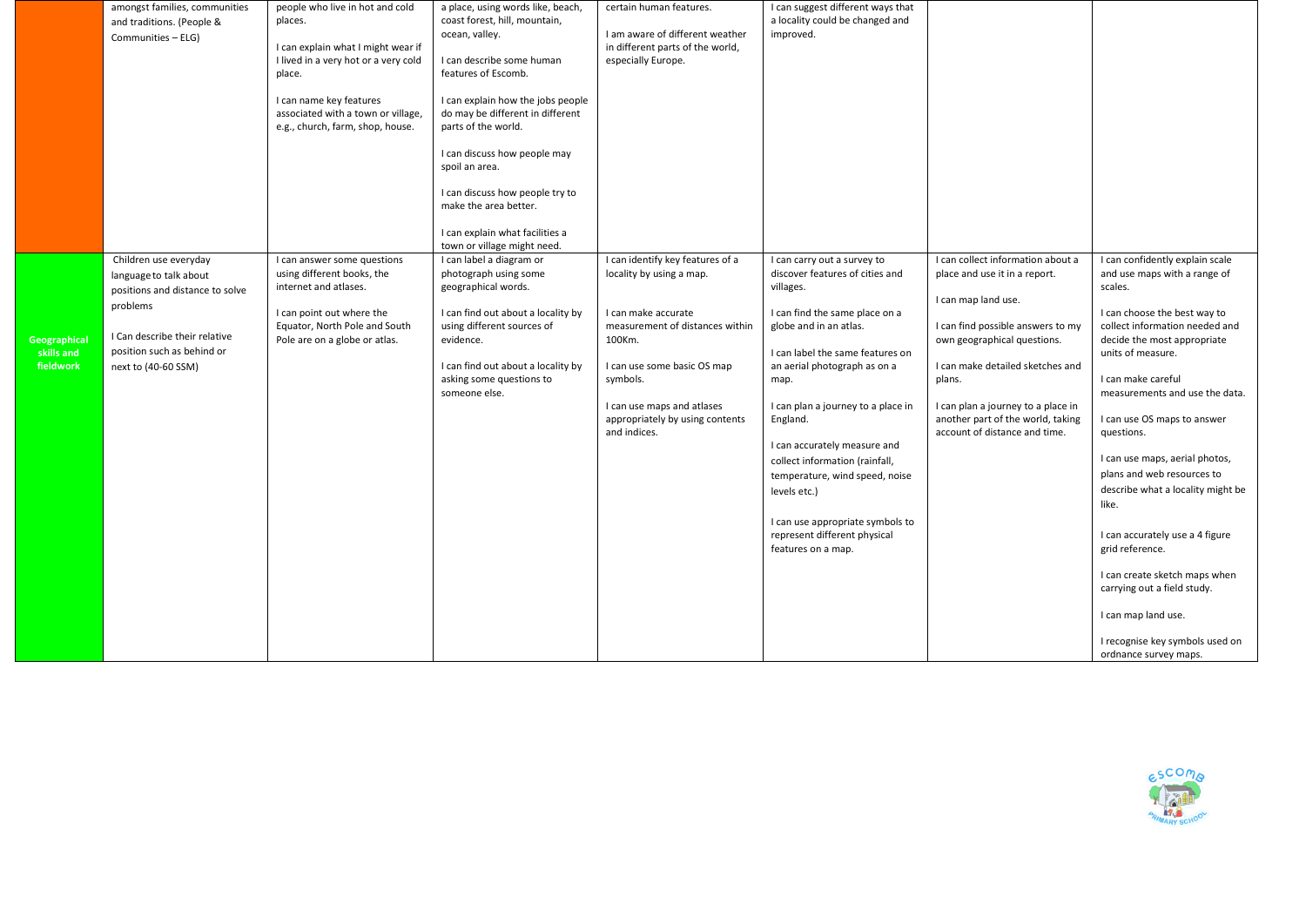| | | | | | | | |
|---|---|---|---|---|---|---|---|
| | amongst families, communities and traditions. (People & Communities – ELG) | people who live in hot and cold places.<br><br>I can explain what I might wear if I lived in a very hot or a very cold place.<br><br>I can name key features associated with a town or village, e.g., church, farm, shop, house. | a place, using words like, beach, coast forest, hill, mountain, ocean, valley.<br><br>I can describe some human features of Escomb.<br><br>I can explain how the jobs people do may be different in different parts of the world.<br><br>I can discuss how people may spoil an area.<br><br>I can discuss how people try to make the area better.<br><br>I can explain what facilities a town or village might need. | certain human features.<br><br>I am aware of different weather in different parts of the world, especially Europe. | I can suggest different ways that a locality could be changed and improved. | | |
| **Geographical skills and fieldwork** | Children use everyday language to talk about positions and distance to solve problems<br><br>I Can describe their relative position such as behind or next to (40-60 SSM) | I can answer some questions using different books, the internet and atlases.<br><br>I can point out where the Equator, North Pole and South Pole are on a globe or atlas. | I can label a diagram or photograph using some geographical words.<br><br>I can find out about a locality by using different sources of evidence.<br><br>I can find out about a locality by asking some questions to someone else. | I can identify key features of a locality by using a map.<br><br>I can make accurate measurement of distances within 100Km.<br><br>I can use some basic OS map symbols.<br><br>I can use maps and atlases appropriately by using contents and indices. | I can carry out a survey to discover features of cities and villages.<br><br>I can find the same place on a globe and in an atlas.<br><br>I can label the same features on an aerial photograph as on a map.<br><br>I can plan a journey to a place in England.<br><br>I can accurately measure and collect information (rainfall, temperature, wind speed, noise levels etc.)<br><br>I can use appropriate symbols to represent different physical features on a map. | I can collect information about a place and use it in a report.<br><br>I can map land use.<br><br>I can find possible answers to my own geographical questions.<br><br>I can make detailed sketches and plans.<br><br>I can plan a journey to a place in another part of the world, taking account of distance and time. | I can confidently explain scale and use maps with a range of scales.<br><br>I can choose the best way to collect information needed and decide the most appropriate units of measure.<br><br>I can make careful measurements and use the data.<br><br>I can use OS maps to answer questions.<br><br>I can use maps, aerial photos, plans and web resources to describe what a locality might be like.<br><br>I can accurately use a 4 figure grid reference.<br><br>I can create sketch maps when carrying out a field study.<br><br>I can map land use.<br><br>I recognise key symbols used on ordnance survey maps. |